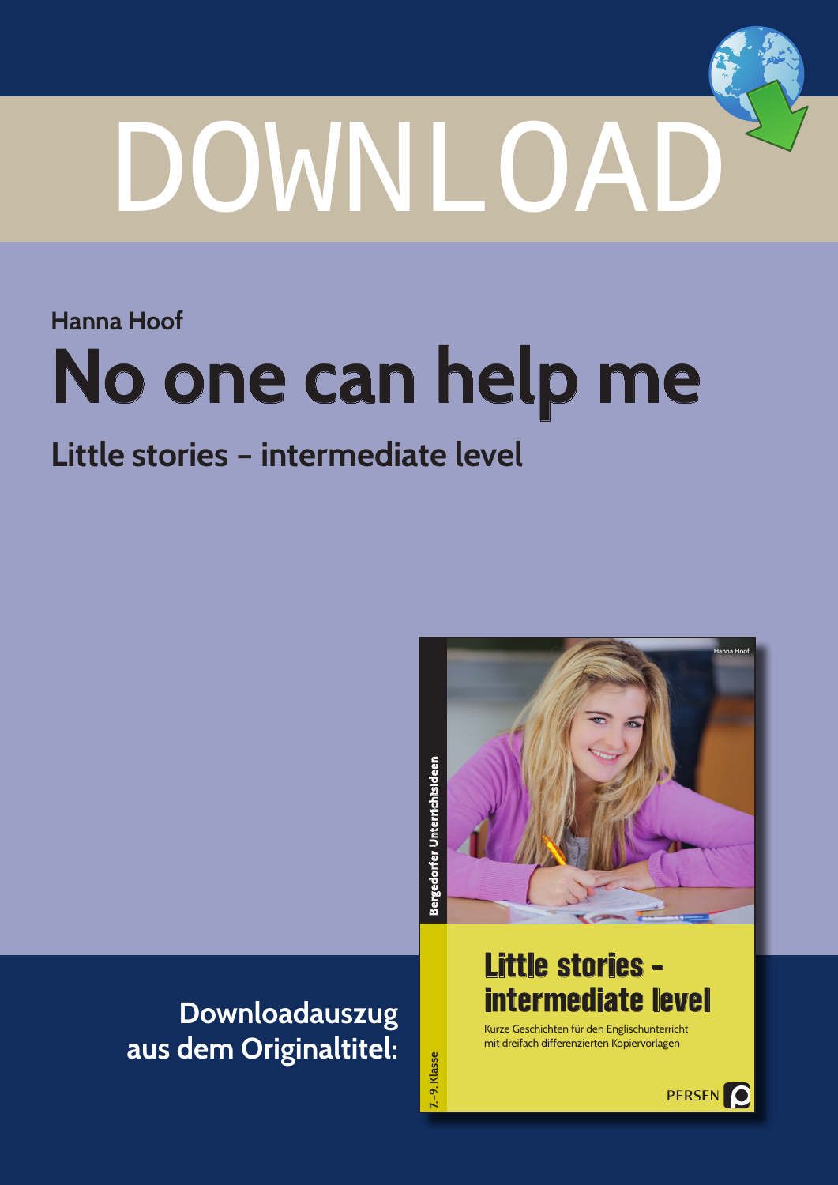DOWNLOAD

Hanna Hoof

# No one can help me

## Little stories – intermediate level

**Downloadauszug aus dem Originaltitel:**

Bergedorfer Unterrichtsideen

Hanna Hoof

Little stories – intermediate level

Kurze Geschichten für den Englischunterricht mit dreifach differenzierten Kopiervorlagen

7.–9. Klasse

PERSEN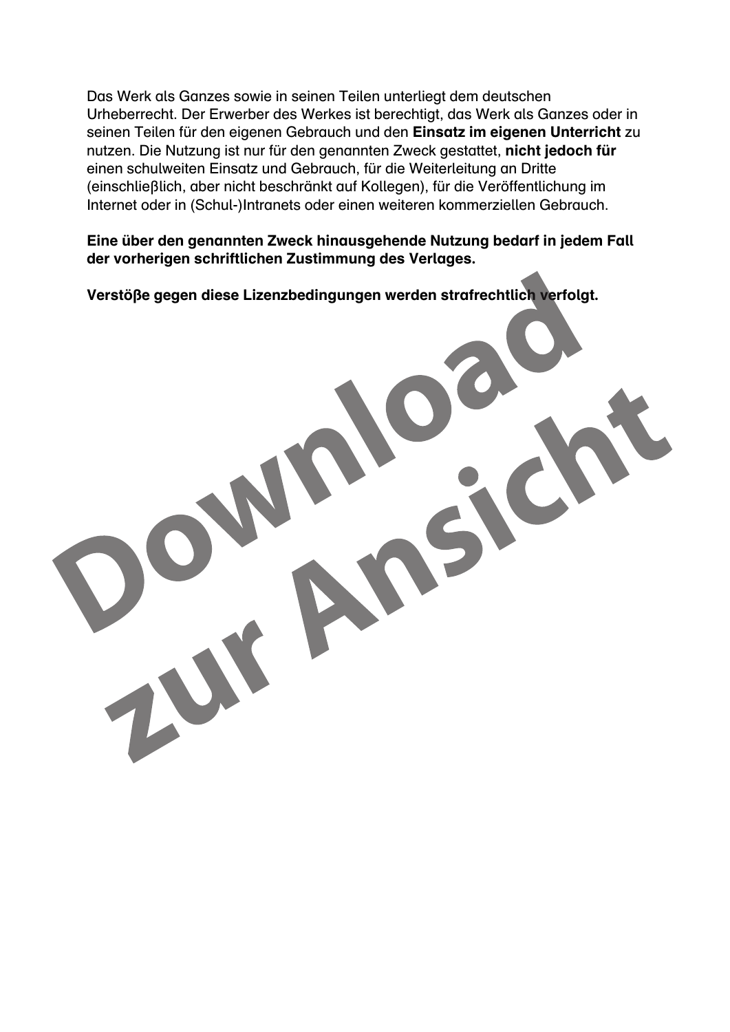Das Werk als Ganzes sowie in seinen Teilen unterliegt dem deutschen Urheberrecht. Der Erwerber des Werkes ist berechtigt, das Werk als Ganzes oder in seinen Teilen für den eigenen Gebrauch und den **Einsatz im eigenen Unterricht** zu nutzen. Die Nutzung ist nur für den genannten Zweck gestattet, **nicht jedoch für** einen schulweiten Einsatz und Gebrauch, für die Weiterleitung an Dritte (einschließlich, aber nicht beschränkt auf Kollegen), für die Veröffentlichung im Internet oder in (Schul-)Intranets oder einen weiteren kommerziellen Gebrauch.

**Eine über den genannten Zweck hinausgehende Nutzung bedarf in jedem Fall der vorherigen schriftlichen Zustimmung des Verlages.**

**Verstöße gegen diese Lizenzbedingungen werden strafrechtlich verfolgt.**

Download zur Ansicht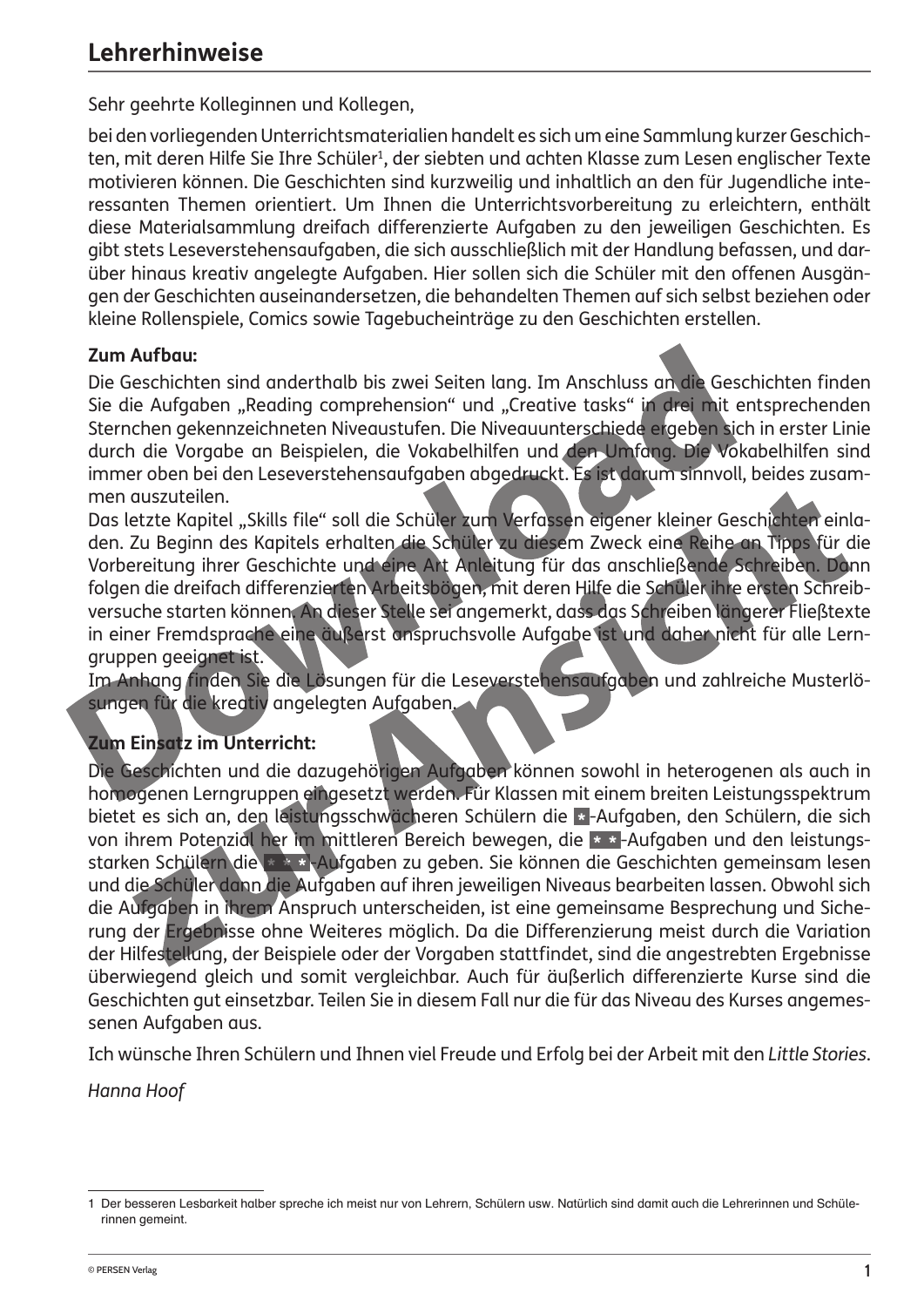# Lehrerhinweise

Sehr geehrte Kolleginnen und Kollegen,

bei den vorliegenden Unterrichtsmaterialien handelt es sich um eine Sammlung kurzer Geschichten, mit deren Hilfe Sie Ihre Schüler[1], der siebten und achten Klasse zum Lesen englischer Texte motivieren können. Die Geschichten sind kurzweilig und inhaltlich an den für Jugendliche interessanten Themen orientiert. Um Ihnen die Unterrichtsvorbereitung zu erleichtern, enthält diese Materialsammlung dreifach differenzierte Aufgaben zu den jeweiligen Geschichten. Es gibt stets Leseverstehensaufgaben, die sich ausschließlich mit der Handlung befassen, und darüber hinaus kreativ angelegte Aufgaben. Hier sollen sich die Schüler mit den offenen Ausgängen der Geschichten auseinandersetzen, die behandelten Themen auf sich selbst beziehen oder kleine Rollenspiele, Comics sowie Tagebucheinträge zu den Geschichten erstellen.

**Zum Aufbau:**

Die Geschichten sind anderthalb bis zwei Seiten lang. Im Anschluss an die Geschichten finden Sie die Aufgaben „Reading comprehension" und „Creative tasks" in drei mit entsprechenden Sternchen gekennzeichneten Niveaustufen. Die Niveauunterschiede ergeben sich in erster Linie durch die Vorgabe an Beispielen, die Vokabelhilfen und den Umfang. Die Vokabelhilfen sind immer oben bei den Leseverstehensaufgaben abgedruckt. Es ist darum sinnvoll, beides zusammen auszuteilen.

Das letzte Kapitel „Skills file" soll die Schüler zum Verfassen eigener kleiner Geschichten einladen. Zu Beginn des Kapitels erhalten die Schüler zu diesem Zweck eine Reihe an Tipps für die Vorbereitung ihrer Geschichte und eine Art Anleitung für das anschließende Schreiben. Dann folgen die dreifach differenzierten Arbeitsbögen, mit deren Hilfe die Schüler ihre ersten Schreibversuche starten können. An dieser Stelle sei angemerkt, dass das Schreiben längerer Fließtexte in einer Fremdsprache eine äußerst anspruchsvolle Aufgabe ist und daher nicht für alle Lerngruppen geeignet ist.

Im Anhang finden Sie die Lösungen für die Leseverstehensaufgaben und zahlreiche Musterlösungen für die kreativ angelegten Aufgaben.

**Zum Einsatz im Unterricht:**

Die Geschichten und die dazugehörigen Aufgaben können sowohl in heterogenen als auch in homogenen Lerngruppen eingesetzt werden. Für Klassen mit einem breiten Leistungsspektrum bietet es sich an, den leistungsschwächeren Schülern die *-Aufgaben, den Schülern, die sich von ihrem Potenzial her im mittleren Bereich bewegen, die **-Aufgaben und den leistungsstarken Schülern die ***-Aufgaben zu geben. Sie können die Geschichten gemeinsam lesen und die Schüler dann die Aufgaben auf ihren jeweiligen Niveaus bearbeiten lassen. Obwohl sich die Aufgaben in ihrem Anspruch unterscheiden, ist eine gemeinsame Besprechung und Sicherung der Ergebnisse ohne Weiteres möglich. Da die Differenzierung meist durch die Variation der Hilfestellung, der Beispiele oder der Vorgaben stattfindet, sind die angestrebten Ergebnisse überwiegend gleich und somit vergleichbar. Auch für äußerlich differenzierte Kurse sind die Geschichten gut einsetzbar. Teilen Sie in diesem Fall nur die für das Niveau des Kurses angemessenen Aufgaben aus.

Ich wünsche Ihren Schülern und Ihnen viel Freude und Erfolg bei der Arbeit mit den *Little Stories*.

*Hanna Hoof*

---

1 Der besseren Lesbarkeit halber spreche ich meist nur von Lehrern, Schülern usw. Natürlich sind damit auch die Lehrerinnen und Schülerinnen gemeint.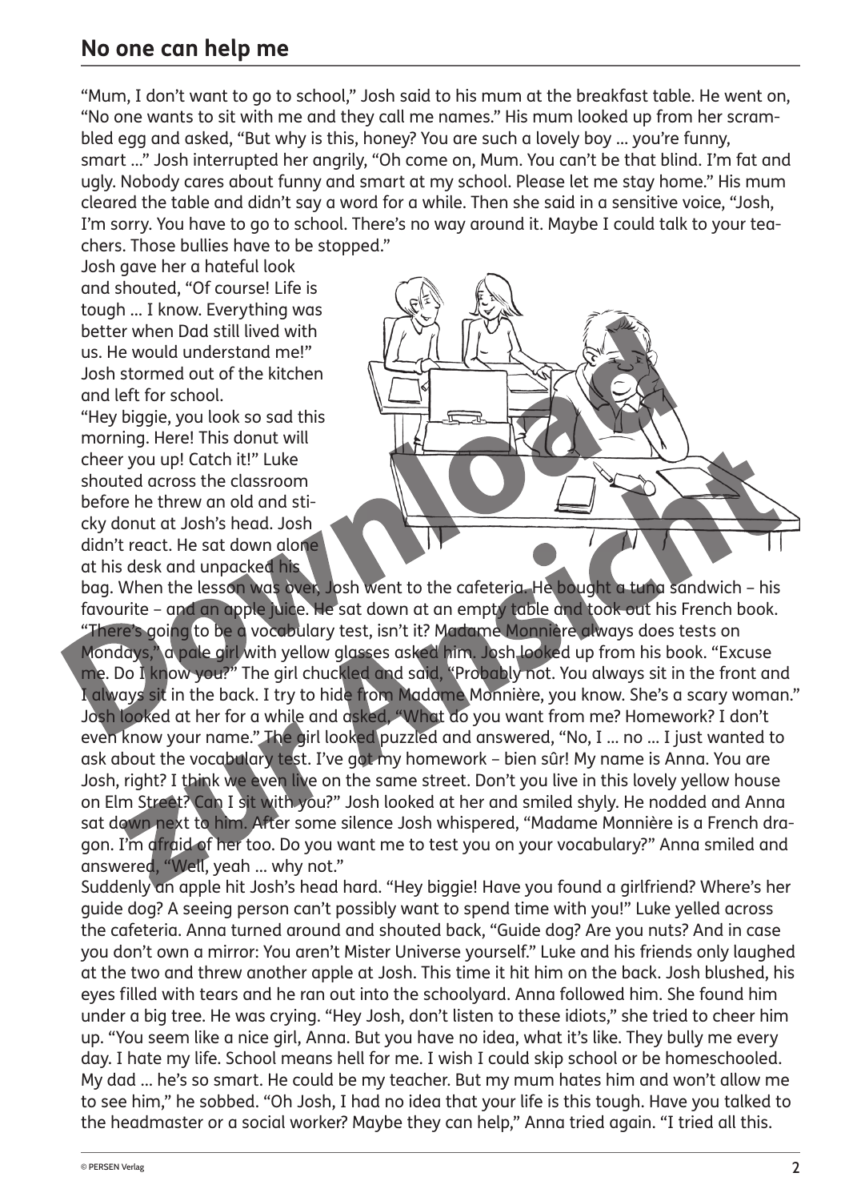## No one can help me

"Mum, I don't want to go to school," Josh said to his mum at the breakfast table. He went on, "No one wants to sit with me and they call me names." His mum looked up from her scrambled egg and asked, "But why is this, honey? You are such a lovely boy … you're funny, smart …" Josh interrupted her angrily, "Oh come on, Mum. You can't be that blind. I'm fat and ugly. Nobody cares about funny and smart at my school. Please let me stay home." His mum cleared the table and didn't say a word for a while. Then she said in a sensitive voice, "Josh, I'm sorry. You have to go to school. There's no way around it. Maybe I could talk to your teachers. Those bullies have to be stopped."

Josh gave her a hateful look and shouted, "Of course! Life is tough … I know. Everything was better when Dad still lived with us. He would understand me!" Josh stormed out of the kitchen and left for school.

"Hey biggie, you look so sad this morning. Here! This donut will cheer you up! Catch it!" Luke shouted across the classroom before he threw an old and sticky donut at Josh's head. Josh didn't react. He sat down alone at his desk and unpacked his bag. When the lesson was over, Josh went to the cafeteria. He bought a tuna sandwich – his favourite – and an apple juice. He sat down at an empty table and took out his French book. "There's going to be a vocabulary test, isn't it? Madame Monnière always does tests on Mondays," a pale girl with yellow glasses asked him. Josh looked up from his book. "Excuse me. Do I know you?" The girl chuckled and said, "Probably not. You always sit in the front and I always sit in the back. I try to hide from Madame Monnière, you know. She's a scary woman." Josh looked at her for a while and asked, "What do you want from me? Homework? I don't even know your name." The girl looked puzzled and answered, "No, I … no … I just wanted to ask about the vocabulary test. I've got my homework – bien sûr! My name is Anna. You are Josh, right? I think we even live on the same street. Don't you live in this lovely yellow house on Elm Street? Can I sit with you?" Josh looked at her and smiled shyly. He nodded and Anna sat down next to him. After some silence Josh whispered, "Madame Monnière is a French dragon. I'm afraid of her too. Do you want me to test you on your vocabulary?" Anna smiled and answered, "Well, yeah … why not."

Suddenly an apple hit Josh's head hard. "Hey biggie! Have you found a girlfriend? Where's her guide dog? A seeing person can't possibly want to spend time with you!" Luke yelled across the cafeteria. Anna turned around and shouted back, "Guide dog? Are you nuts? And in case you don't own a mirror: You aren't Mister Universe yourself." Luke and his friends only laughed at the two and threw another apple at Josh. This time it hit him on the back. Josh blushed, his eyes filled with tears and he ran out into the schoolyard. Anna followed him. She found him under a big tree. He was crying. "Hey Josh, don't listen to these idiots," she tried to cheer him up. "You seem like a nice girl, Anna. But you have no idea, what it's like. They bully me every day. I hate my life. School means hell for me. I wish I could skip school or be homeschooled. My dad … he's so smart. He could be my teacher. But my mum hates him and won't allow me to see him," he sobbed. "Oh Josh, I had no idea that your life is this tough. Have you talked to the headmaster or a social worker? Maybe they can help," Anna tried again. "I tried all this.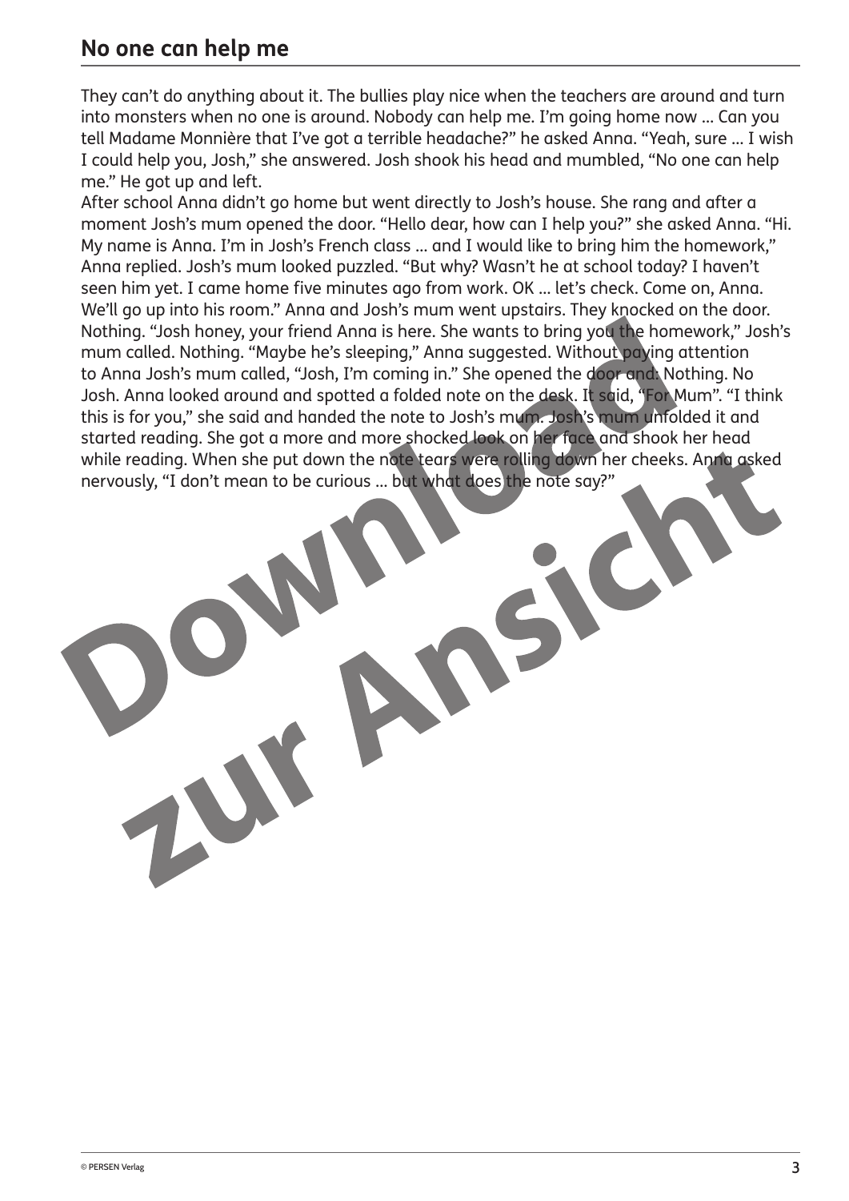## No one can help me

They can't do anything about it. The bullies play nice when the teachers are around and turn into monsters when no one is around. Nobody can help me. I'm going home now ... Can you tell Madame Monnière that I've got a terrible headache?" he asked Anna. "Yeah, sure ... I wish I could help you, Josh," she answered. Josh shook his head and mumbled, "No one can help me." He got up and left.

After school Anna didn't go home but went directly to Josh's house. She rang and after a moment Josh's mum opened the door. "Hello dear, how can I help you?" she asked Anna. "Hi. My name is Anna. I'm in Josh's French class ... and I would like to bring him the homework," Anna replied. Josh's mum looked puzzled. "But why? Wasn't he at school today? I haven't seen him yet. I came home five minutes ago from work. OK ... let's check. Come on, Anna. We'll go up into his room." Anna and Josh's mum went upstairs. They knocked on the door. Nothing. "Josh honey, your friend Anna is here. She wants to bring you the homework," Josh's mum called. Nothing. "Maybe he's sleeping," Anna suggested. Without paying attention to Anna Josh's mum called, "Josh, I'm coming in." She opened the door and: Nothing. No Josh. Anna looked around and spotted a folded note on the desk. It said, "For Mum". "I think this is for you," she said and handed the note to Josh's mum. Josh's mum unfolded it and started reading. She got a more and more shocked look on her face and shook her head while reading. When she put down the note tears were rolling down her cheeks. Anna asked nervously, "I don't mean to be curious ... but what does the note say?"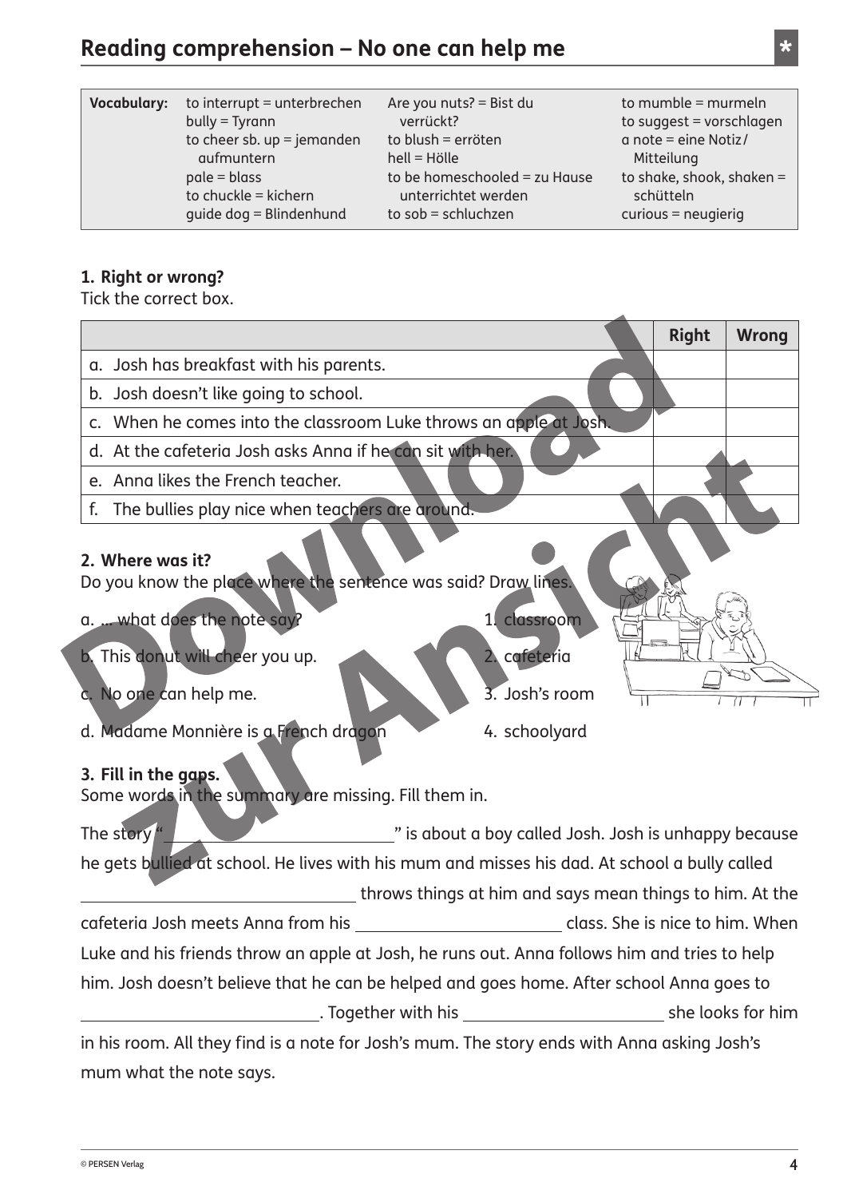# Reading comprehension – No one can help me *

| Vocabulary: | | | |
|---|---|---|---|
| | to interrupt = unterbrechen | Are you nuts? = Bist du verrückt? | to mumble = murmeln |
| | bully = Tyrann | to blush = erröten | to suggest = vorschlagen |
| | to cheer sb. up = jemanden aufmuntern | hell = Hölle | a note = eine Notiz/Mitteilung |
| | pale = blass | to be homeschooled = zu Hause unterrichtet werden | to shake, shook, shaken = schütteln |
| | to chuckle = kichern | to sob = schluchzen | curious = neugierig |
| | guide dog = Blindenhund | | |

**1. Right or wrong?**

Tick the correct box.

| | Right | Wrong |
|---|---|---|
| a. Josh has breakfast with his parents. | | |
| b. Josh doesn't like going to school. | | |
| c. When he comes into the classroom Luke throws an apple at Josh. | | |
| d. At the cafeteria Josh asks Anna if he can sit with her. | | |
| e. Anna likes the French teacher. | | |
| f. The bullies play nice when teachers are around. | | |

**2. Where was it?**

Do you know the place where the sentence was said? Draw lines.

a. ... what does the note say? — 1. classroom

b. This donut will cheer you up. — 2. cafeteria

c. No one can help me. — 3. Josh's room

d. Madame Monnière is a French dragon — 4. schoolyard

**3. Fill in the gaps.**

Some words in the summary are missing. Fill them in.

The story "\_\_\_\_\_\_\_\_\_\_\_\_\_\_\_\_\_\_\_\_" is about a boy called Josh. Josh is unhappy because he gets bullied at school. He lives with his mum and misses his dad. At school a bully called \_\_\_\_\_\_\_\_\_\_\_\_\_\_\_\_\_\_\_\_ throws things at him and says mean things to him. At the cafeteria Josh meets Anna from his \_\_\_\_\_\_\_\_\_\_\_\_\_\_\_\_\_\_\_\_ class. She is nice to him. When Luke and his friends throw an apple at Josh, he runs out. Anna follows him and tries to help him. Josh doesn't believe that he can be helped and goes home. After school Anna goes to \_\_\_\_\_\_\_\_\_\_\_\_\_\_\_\_\_\_\_\_. Together with his \_\_\_\_\_\_\_\_\_\_\_\_\_\_\_\_\_\_\_\_ she looks for him in his room. All they find is a note for Josh's mum. The story ends with Anna asking Josh's mum what the note says.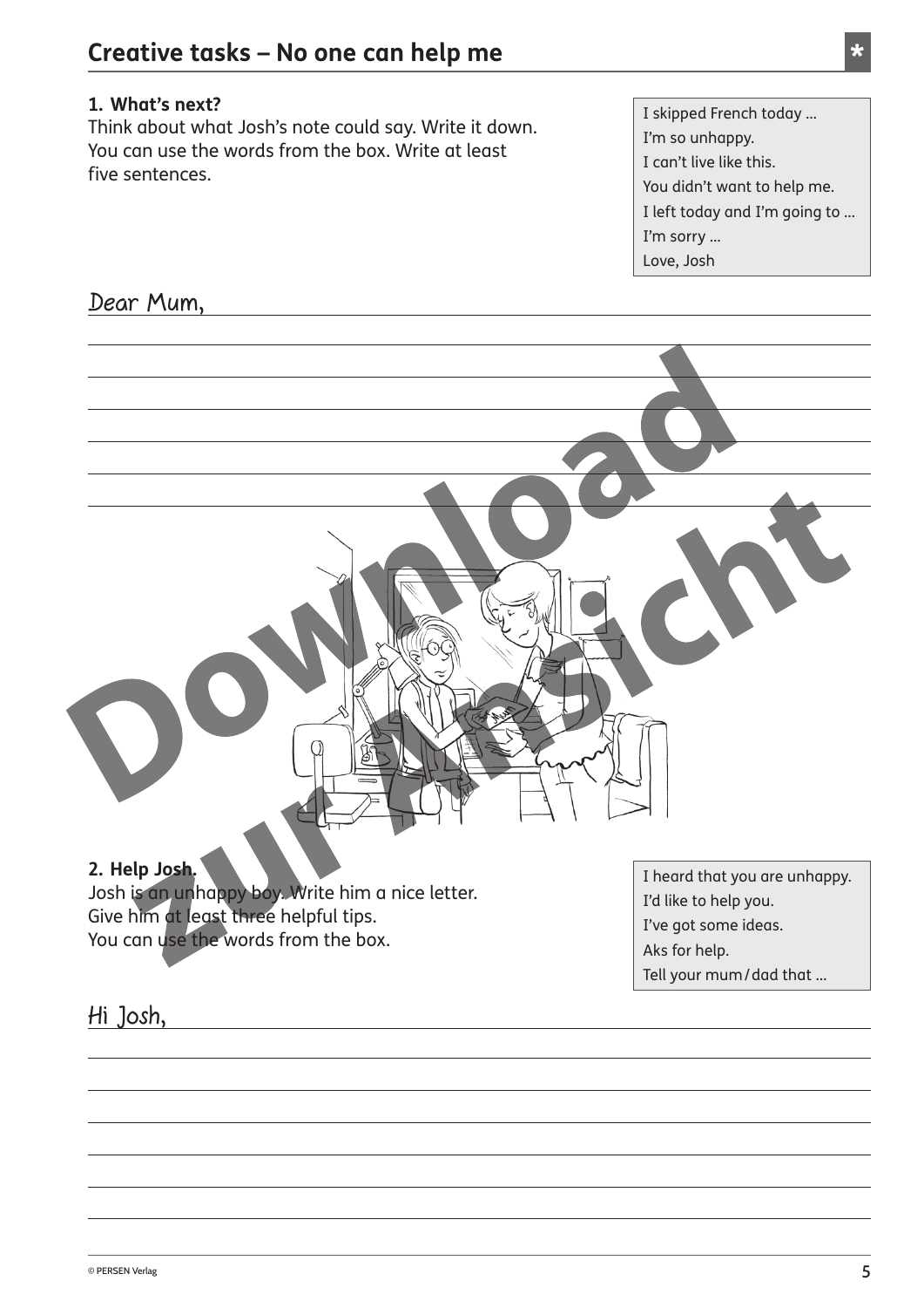## Creative tasks – No one can help me

*

**1. What's next?**
Think about what Josh's note could say. Write it down. You can use the words from the box. Write at least five sentences.

> I skipped French today …
> I'm so unhappy.
> I can't live like this.
> You didn't want to help me.
> I left today and I'm going to …
> I'm sorry …
> Love, Josh

Dear Mum,

______________________________

______________________________

______________________________

______________________________

______________________________

______________________________

**2. Help Josh.**
Josh is an unhappy boy. Write him a nice letter. Give him at least three helpful tips. You can use the words from the box.

> I heard that you are unhappy.
> I'd like to help you.
> I've got some ideas.
> Aks for help.
> Tell your mum / dad that …

Hi Josh,

______________________________

______________________________

______________________________

______________________________

______________________________

______________________________

© PERSEN Verlag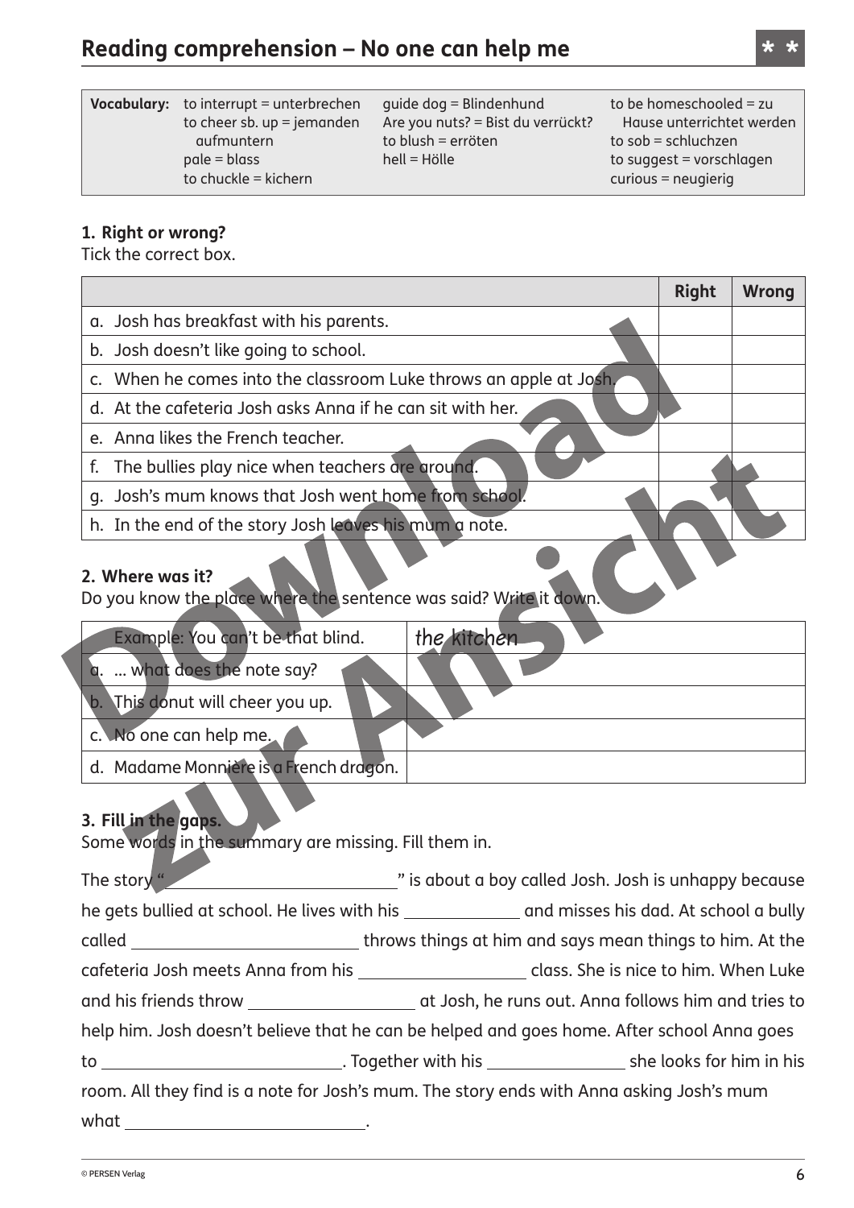# Reading comprehension – No one can help me **

| **Vocabulary:** | to interrupt = unterbrechen | guide dog = Blindenhund | to be homeschooled = zu Hause unterrichtet werden |
|---|---|---|---|
| | to cheer sb. up = jemanden aufmuntern | Are you nuts? = Bist du verrückt? | to sob = schluchzen |
| | pale = blass | to blush = erröten | to suggest = vorschlagen |
| | to chuckle = kichern | hell = Hölle | curious = neugierig |

**1. Right or wrong?**
Tick the correct box.

| | Right | Wrong |
|---|---|---|
| a. Josh has breakfast with his parents. | | |
| b. Josh doesn't like going to school. | | |
| c. When he comes into the classroom Luke throws an apple at Josh. | | |
| d. At the cafeteria Josh asks Anna if he can sit with her. | | |
| e. Anna likes the French teacher. | | |
| f. The bullies play nice when teachers are around. | | |
| g. Josh's mum knows that Josh went home from school. | | |
| h. In the end of the story Josh leaves his mum a note. | | |

**2. Where was it?**
Do you know the place where the sentence was said? Write it down.

| | |
|---|---|
| Example: You can't be that blind. | *the kitchen* |
| a. ... what does the note say? | |
| b. This donut will cheer you up. | |
| c. No one can help me. | |
| d. Madame Monnière is a French dragon. | |

**3. Fill in the gaps.**
Some words in the summary are missing. Fill them in.

The story "____________________" is about a boy called Josh. Josh is unhappy because he gets bullied at school. He lives with his __________ and misses his dad. At school a bully called ____________________ throws things at him and says mean things to him. At the cafeteria Josh meets Anna from his ________________ class. She is nice to him. When Luke and his friends throw ________________ at Josh, he runs out. Anna follows him and tries to help him. Josh doesn't believe that he can be helped and goes home. After school Anna goes to ____________________. Together with his ______________ she looks for him in his room. All they find is a note for Josh's mum. The story ends with Anna asking Josh's mum what ____________________.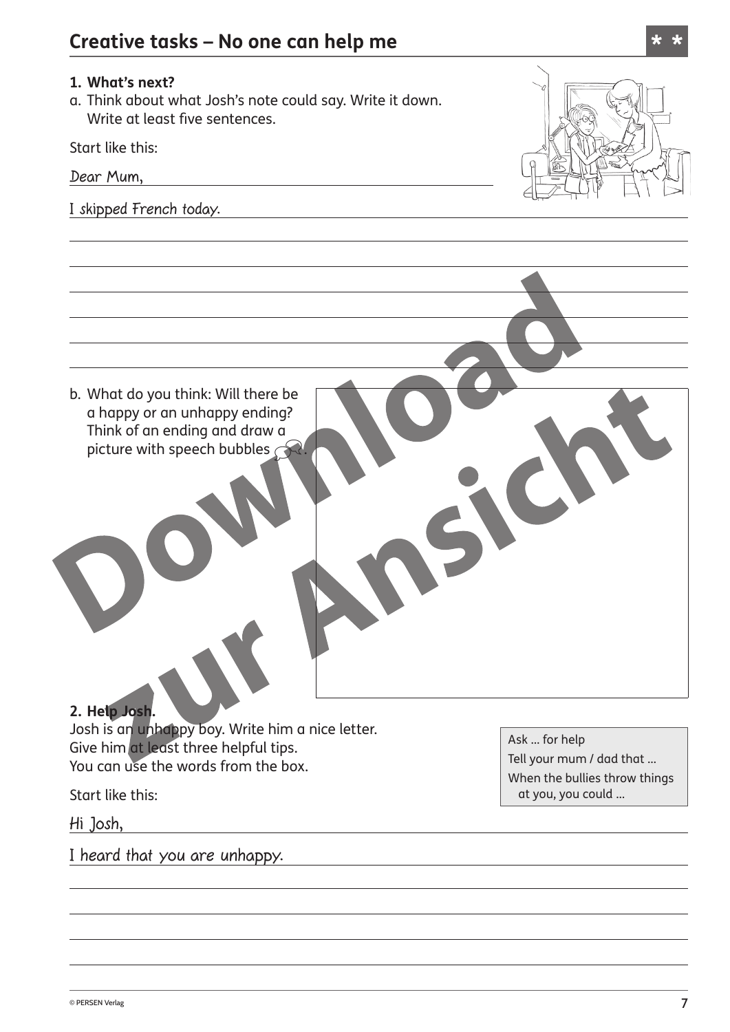## Creative tasks – No one can help me

**1. What's next?**

a. Think about what Josh's note could say. Write it down. Write at least five sentences.

Start like this:

Dear Mum,

I skipped French today.

b. What do you think: Will there be a happy or an unhappy ending? Think of an ending and draw a picture with speech bubbles.

**2. Help Josh.**

Josh is an unhappy boy. Write him a nice letter. Give him at least three helpful tips. You can use the words from the box.

> Ask ... for help
> Tell your mum / dad that ...
> When the bullies throw things at you, you could ...

Start like this:

Hi Josh,

I heard that you are unhappy.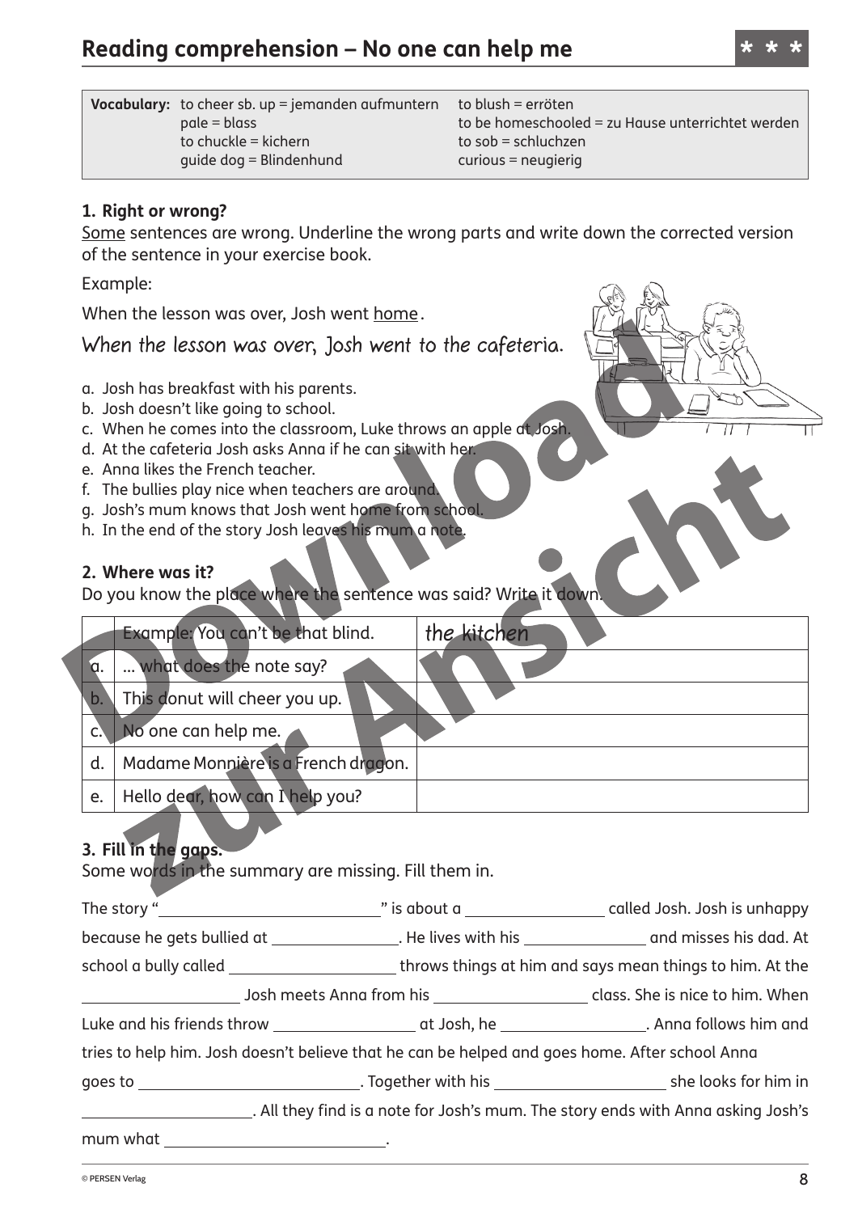# Reading comprehension – No one can help me ***

| **Vocabulary:** | to cheer sb. up = jemanden aufmuntern | to blush = erröten |
| --- | --- | --- |
| | pale = blass | to be homeschooled = zu Hause unterrichtet werden |
| | to chuckle = kichern | to sob = schluchzen |
| | guide dog = Blindenhund | curious = neugierig |

## 1. Right or wrong?

Some sentences are wrong. Underline the wrong parts and write down the corrected version of the sentence in your exercise book.

Example:

When the lesson was over, Josh went home.

When the lesson was over, Josh went to the cafeteria.

a. Josh has breakfast with his parents.
b. Josh doesn't like going to school.
c. When he comes into the classroom, Luke throws an apple at Josh.
d. At the cafeteria Josh asks Anna if he can sit with her.
e. Anna likes the French teacher.
f. The bullies play nice when teachers are around.
g. Josh's mum knows that Josh went home from school.
h. In the end of the story Josh leaves his mum a note.

## 2. Where was it?

Do you know the place where the sentence was said? Write it down.

| | | |
| --- | --- | --- |
| | Example: You can't be that blind. | the kitchen |
| a. | ... what does the note say? | |
| b. | This donut will cheer you up. | |
| c. | No one can help me. | |
| d. | Madame Monnière is a French dragon. | |
| e. | Hello dear, how can I help you? | |

## 3. Fill in the gaps.

Some words in the summary are missing. Fill them in.

The story "\_\_\_\_\_\_\_\_\_\_\_\_\_\_\_\_\_\_\_\_" is about a \_\_\_\_\_\_\_\_\_\_\_\_\_\_ called Josh. Josh is unhappy because he gets bullied at \_\_\_\_\_\_\_\_\_\_\_\_\_\_. He lives with his \_\_\_\_\_\_\_\_\_\_\_\_\_\_ and misses his dad. At school a bully called \_\_\_\_\_\_\_\_\_\_\_\_\_\_\_\_ throws things at him and says mean things to him. At the \_\_\_\_\_\_\_\_\_\_\_\_\_\_\_\_ Josh meets Anna from his \_\_\_\_\_\_\_\_\_\_\_\_\_\_\_\_ class. She is nice to him. When Luke and his friends throw \_\_\_\_\_\_\_\_\_\_\_\_\_\_ at Josh, he \_\_\_\_\_\_\_\_\_\_\_\_\_\_. Anna follows him and tries to help him. Josh doesn't believe that he can be helped and goes home. After school Anna goes to \_\_\_\_\_\_\_\_\_\_\_\_\_\_\_\_\_\_\_\_. Together with his \_\_\_\_\_\_\_\_\_\_\_\_\_\_\_\_ she looks for him in \_\_\_\_\_\_\_\_\_\_\_\_\_\_\_\_. All they find is a note for Josh's mum. The story ends with Anna asking Josh's mum what \_\_\_\_\_\_\_\_\_\_\_\_\_\_\_\_\_\_\_\_.

© PERSEN Verlag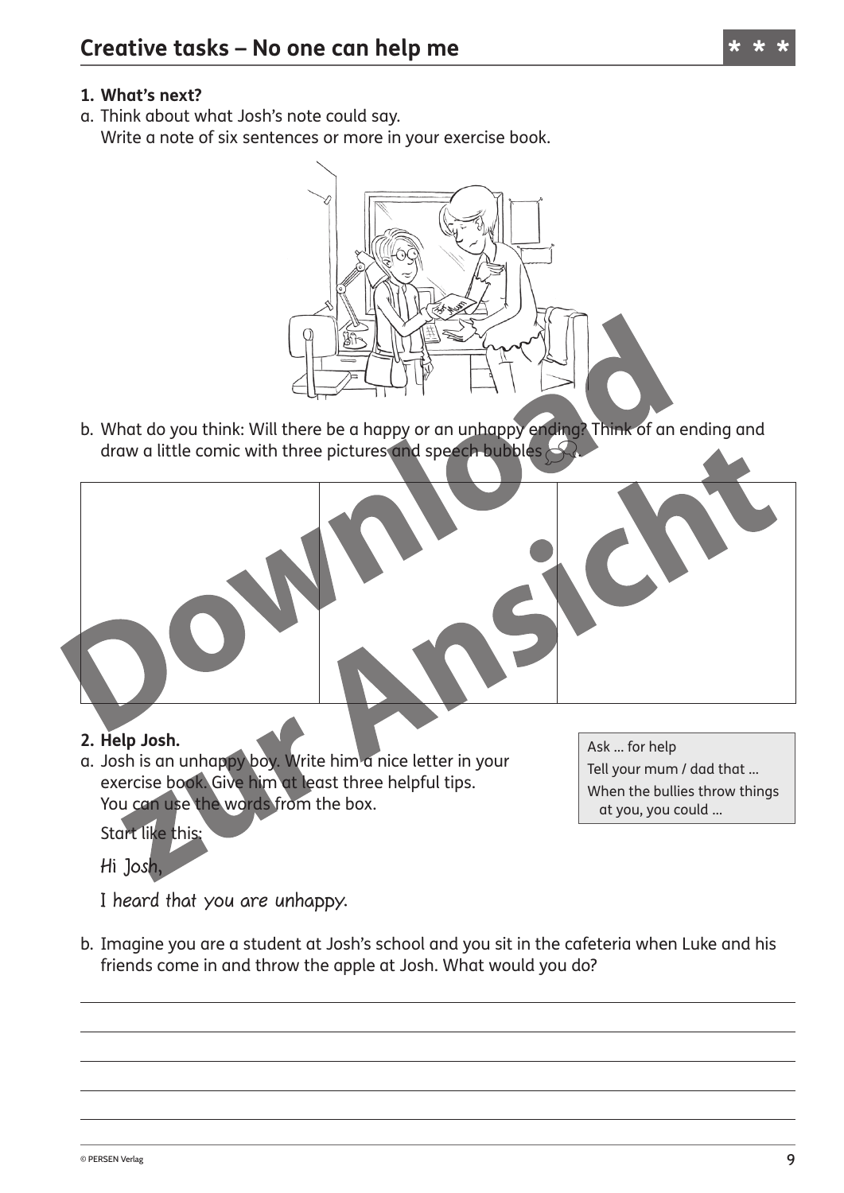# Creative tasks – No one can help me

***

**1. What's next?**

a. Think about what Josh's note could say.
Write a note of six sentences or more in your exercise book.

b. What do you think: Will there be a happy or an unhappy ending? Think of an ending and draw a little comic with three pictures and speech bubbles.

| | | |
|---|---|---|
| | | |

**2. Help Josh.**

a. Josh is an unhappy boy. Write him a nice letter in your exercise book. Give him at least three helpful tips.
You can use the words from the box.

Start like this:

Hi Josh,

I heard that you are unhappy.

> Ask ... for help
> Tell your mum / dad that ...
> When the bullies throw things at you, you could ...

b. Imagine you are a student at Josh's school and you sit in the cafeteria when Luke and his friends come in and throw the apple at Josh. What would you do?

______________________________________________

______________________________________________

______________________________________________

______________________________________________

______________________________________________

© PERSEN Verlag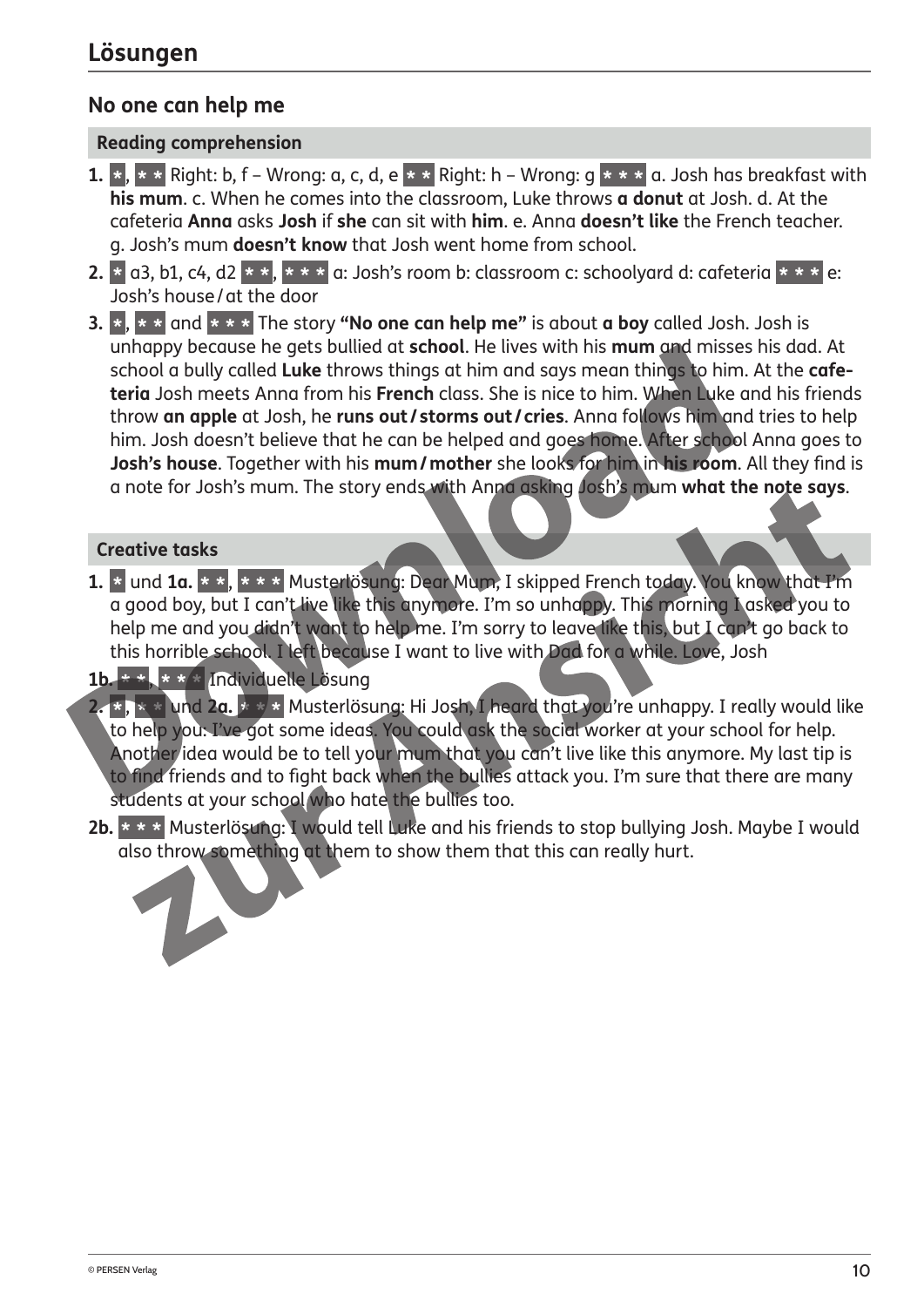# Lösungen

## No one can help me

### Reading comprehension

1. * , * * Right: b, f – Wrong: a, c, d, e * * Right: h – Wrong: g * * * a. Josh has breakfast with **his mum**. c. When he comes into the classroom, Luke throws **a donut** at Josh. d. At the cafeteria **Anna** asks **Josh** if **she** can sit with **him**. e. Anna **doesn't like** the French teacher. g. Josh's mum **doesn't know** that Josh went home from school.
2. * a3, b1, c4, d2 * * , * * * a: Josh's room b: classroom c: schoolyard d: cafeteria * * * e: Josh's house / at the door
3. * , * * and * * * The story **"No one can help me"** is about **a boy** called Josh. Josh is unhappy because he gets bullied at **school**. He lives with his **mum** and misses his dad. At school a bully called **Luke** throws things at him and says mean things to him. At the **cafeteria** Josh meets Anna from his **French** class. She is nice to him. When Luke and his friends throw **an apple** at Josh, he **runs out / storms out / cries**. Anna follows him and tries to help him. Josh doesn't believe that he can be helped and goes home. After school Anna goes to **Josh's house**. Together with his **mum / mother** she looks for him in **his room**. All they find is a note for Josh's mum. The story ends with Anna asking Josh's mum **what the note says**.

### Creative tasks

1. * und **1a.** * * , * * * Musterlösung: Dear Mum, I skipped French today. You know that I'm a good boy, but I can't live like this anymore. I'm so unhappy. This morning I asked you to help me and you didn't want to help me. I'm sorry to leave like this, but I can't go back to this horrible school. I left because I want to live with Dad for a while. Love, Josh

**1b.** * * , * * * Individuelle Lösung

2. * , * * und **2a.** * * * Musterlösung: Hi Josh, I heard that you're unhappy. I really would like to help you. I've got some ideas. You could ask the social worker at your school for help. Another idea would be to tell your mum that you can't live like this anymore. My last tip is to find friends and to fight back when the bullies attack you. I'm sure that there are many students at your school who hate the bullies too.

**2b.** * * * Musterlösung: I would tell Luke and his friends to stop bullying Josh. Maybe I would also throw something at them to show them that this can really hurt.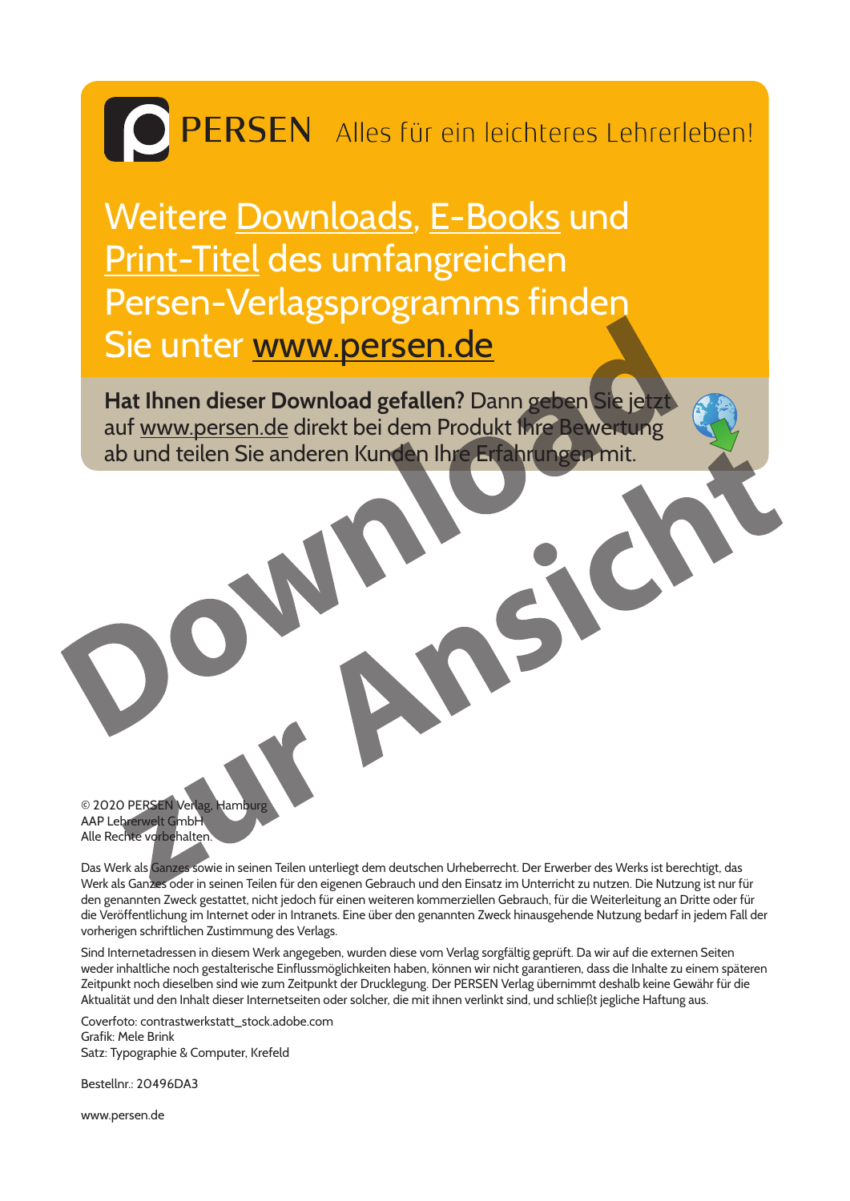PERSEN Alles für ein leichteres Lehrerleben!

Weitere Downloads, E-Books und Print-Titel des umfangreichen Persen-Verlagsprogramms finden Sie unter www.persen.de

**Hat Ihnen dieser Download gefallen?** Dann geben Sie jetzt auf www.persen.de direkt bei dem Produkt Ihre Bewertung ab und teilen Sie anderen Kunden Ihre Erfahrungen mit.

Download zur Ansicht

© 2020 PERSEN Verlag, Hamburg
AAP Lehrerwelt GmbH
Alle Rechte vorbehalten.

Das Werk als Ganzes sowie in seinen Teilen unterliegt dem deutschen Urheberrecht. Der Erwerber des Werks ist berechtigt, das Werk als Ganzes oder in seinen Teilen für den eigenen Gebrauch und den Einsatz im Unterricht zu nutzen. Die Nutzung ist nur für den genannten Zweck gestattet, nicht jedoch für einen weiteren kommerziellen Gebrauch, für die Weiterleitung an Dritte oder für die Veröffentlichung im Internet oder in Intranets. Eine über den genannten Zweck hinausgehende Nutzung bedarf in jedem Fall der vorherigen schriftlichen Zustimmung des Verlags.

Sind Internetadressen in diesem Werk angegeben, wurden diese vom Verlag sorgfältig geprüft. Da wir auf die externen Seiten weder inhaltliche noch gestalterische Einflussmöglichkeiten haben, können wir nicht garantieren, dass die Inhalte zu einem späteren Zeitpunkt noch dieselben sind wie zum Zeitpunkt der Drucklegung. Der PERSEN Verlag übernimmt deshalb keine Gewähr für die Aktualität und den Inhalt dieser Internetseiten oder solcher, die mit ihnen verlinkt sind, und schließt jegliche Haftung aus.

Coverfoto: contrastwerkstatt_stock.adobe.com
Grafik: Mele Brink
Satz: Typographie & Computer, Krefeld

Bestellnr.: 20496DA3

www.persen.de